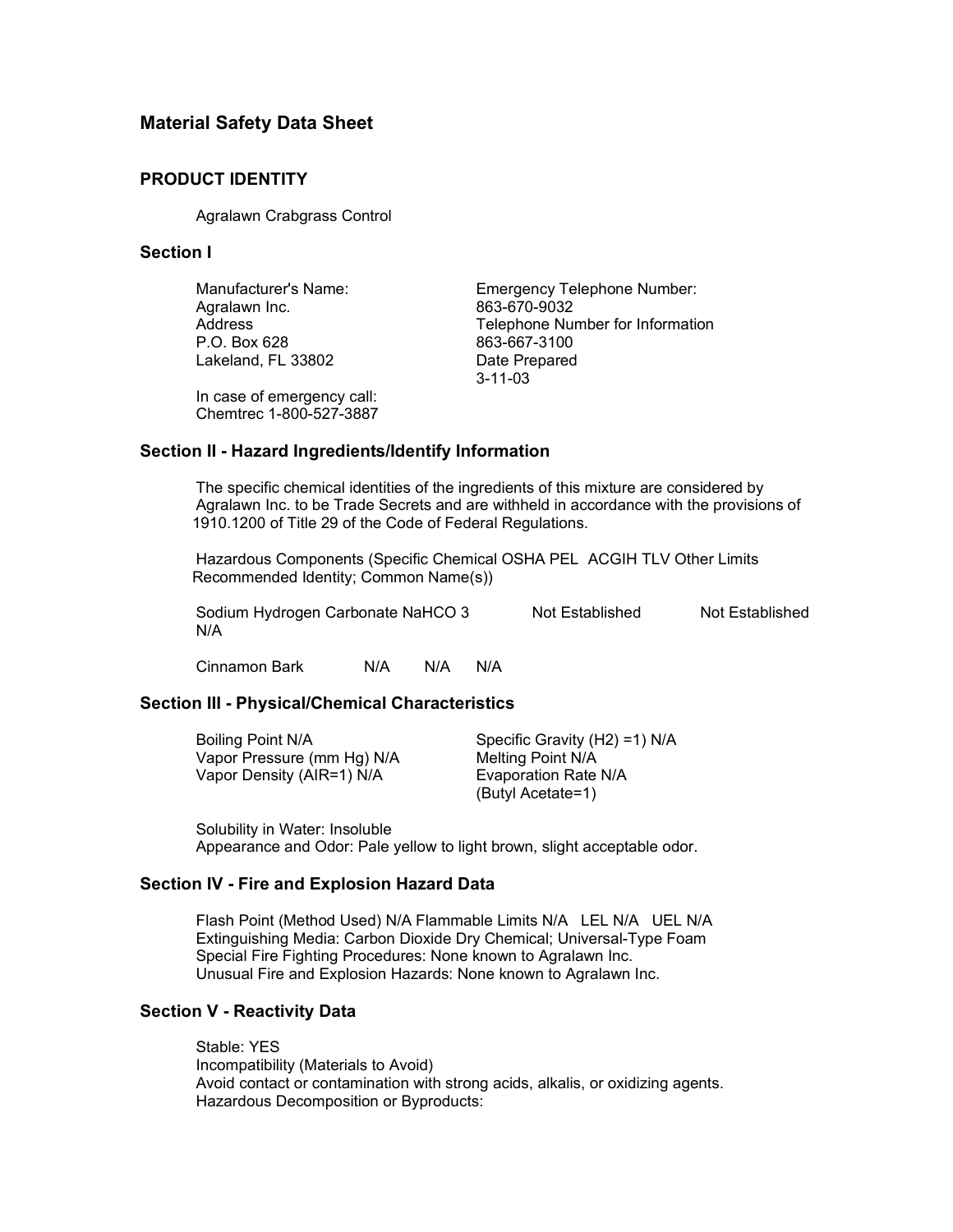# Material Safety Data Sheet

## PRODUCT IDENTITY

Agralawn Crabgrass Control

## Section I

Manufacturer's Name:
Agralawn Inc.
Address
P.O. Box 628
Lakeland, FL 33802

Emergency Telephone Number:
863-670-9032
Telephone Number for Information
863-667-3100
Date Prepared
3-11-03

In case of emergency call:
Chemtrec 1-800-527-3887

## Section II - Hazard Ingredients/Identify Information

The specific chemical identities of the ingredients of this mixture are considered by Agralawn Inc. to be Trade Secrets and are withheld in accordance with the provisions of 1910.1200 of Title 29 of the Code of Federal Regulations.

Hazardous Components (Specific Chemical OSHA PEL ACGIH TLV Other Limits Recommended Identity; Common Name(s))

Sodium Hydrogen Carbonate $NaHCO_3$ Not Established Not Established N/A

Cinnamon Bark N/A N/A N/A

## Section III - Physical/Chemical Characteristics

Boiling Point N/A
Vapor Pressure (mm Hg) N/A
Vapor Density (AIR=1) N/A

Specific Gravity (H2) =1) N/A
Melting Point N/A
Evaporation Rate N/A
(Butyl Acetate=1)

Solubility in Water: Insoluble
Appearance and Odor: Pale yellow to light brown, slight acceptable odor.

## Section IV - Fire and Explosion Hazard Data

Flash Point (Method Used) N/A Flammable Limits N/A LEL N/A UEL N/A
Extinguishing Media: Carbon Dioxide Dry Chemical; Universal-Type Foam
Special Fire Fighting Procedures: None known to Agralawn Inc.
Unusual Fire and Explosion Hazards: None known to Agralawn Inc.

## Section V - Reactivity Data

Stable: YES
Incompatibility (Materials to Avoid)
Avoid contact or contamination with strong acids, alkalis, or oxidizing agents.
Hazardous Decomposition or Byproducts: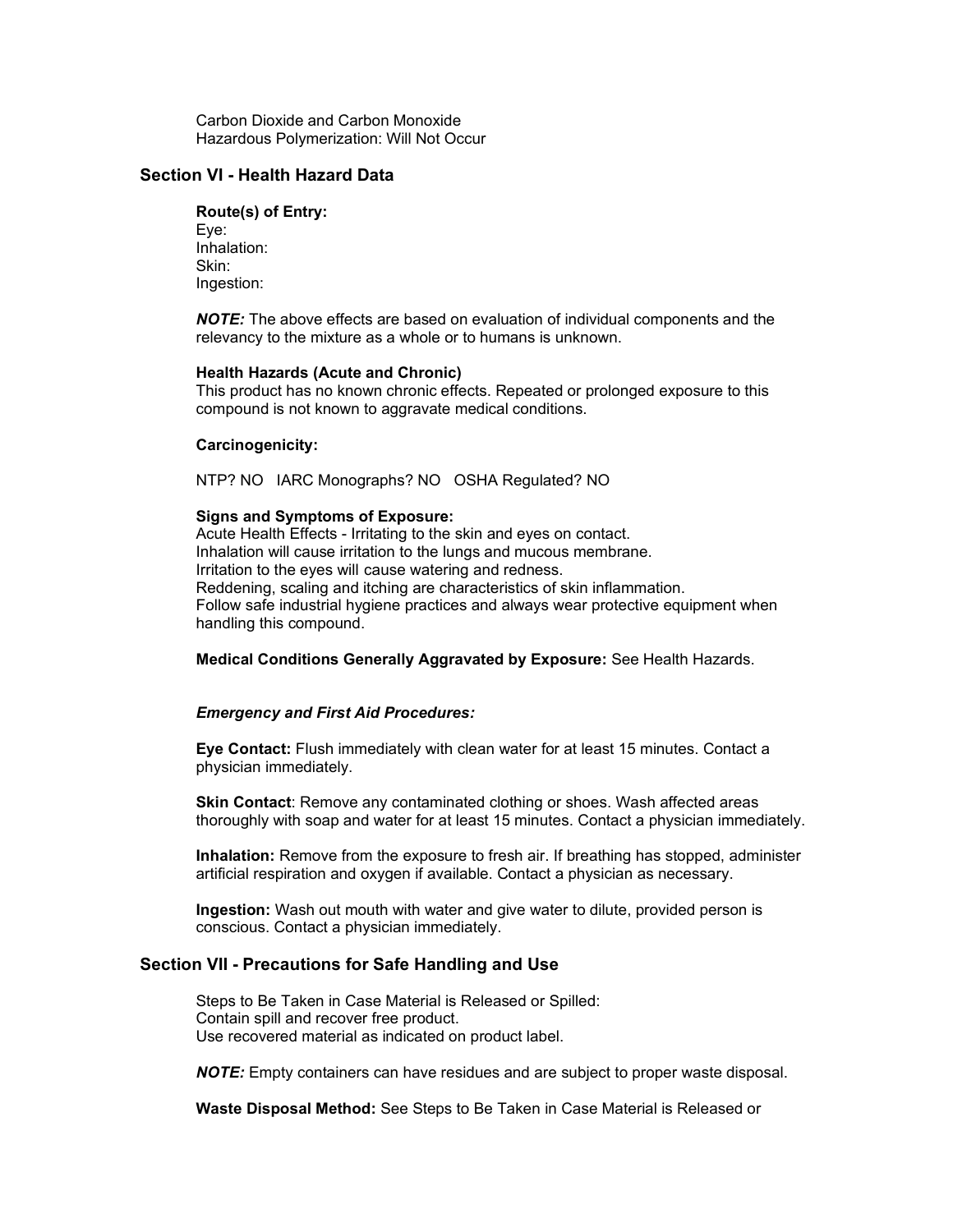Carbon Dioxide and Carbon Monoxide
Hazardous Polymerization: Will Not Occur

## Section VI - Health Hazard Data

**Route(s) of Entry:**
Eye:
Inhalation:
Skin:
Ingestion:

***NOTE:*** The above effects are based on evaluation of individual components and the relevancy to the mixture as a whole or to humans is unknown.

**Health Hazards (Acute and Chronic)**
This product has no known chronic effects. Repeated or prolonged exposure to this compound is not known to aggravate medical conditions.

**Carcinogenicity:**

NTP? NO   IARC Monographs? NO   OSHA Regulated? NO

**Signs and Symptoms of Exposure:**
Acute Health Effects - Irritating to the skin and eyes on contact.
Inhalation will cause irritation to the lungs and mucous membrane.
Irritation to the eyes will cause watering and redness.
Reddening, scaling and itching are characteristics of skin inflammation.
Follow safe industrial hygiene practices and always wear protective equipment when handling this compound.

**Medical Conditions Generally Aggravated by Exposure:** See Health Hazards.

***Emergency and First Aid Procedures:***

**Eye Contact:** Flush immediately with clean water for at least 15 minutes. Contact a physician immediately.

**Skin Contact**: Remove any contaminated clothing or shoes. Wash affected areas thoroughly with soap and water for at least 15 minutes. Contact a physician immediately.

**Inhalation:** Remove from the exposure to fresh air. If breathing has stopped, administer artificial respiration and oxygen if available. Contact a physician as necessary.

**Ingestion:** Wash out mouth with water and give water to dilute, provided person is conscious. Contact a physician immediately.

## Section VII - Precautions for Safe Handling and Use

Steps to Be Taken in Case Material is Released or Spilled:
Contain spill and recover free product.
Use recovered material as indicated on product label.

***NOTE:*** Empty containers can have residues and are subject to proper waste disposal.

**Waste Disposal Method:** See Steps to Be Taken in Case Material is Released or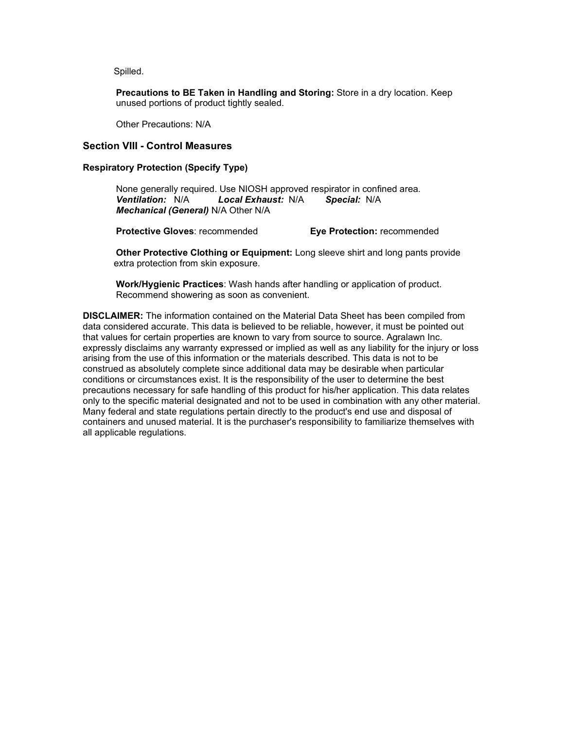Spilled.

**Precautions to BE Taken in Handling and Storing:** Store in a dry location. Keep unused portions of product tightly sealed.

Other Precautions: N/A

## Section VIII - Control Measures

**Respiratory Protection (Specify Type)**

None generally required. Use NIOSH approved respirator in confined area.
***Ventilation:*** N/A ***Local Exhaust:*** N/A ***Special:*** N/A
***Mechanical (General)*** N/A Other N/A

**Protective Gloves**: recommended **Eye Protection:** recommended

**Other Protective Clothing or Equipment:** Long sleeve shirt and long pants provide extra protection from skin exposure.

**Work/Hygienic Practices**: Wash hands after handling or application of product. Recommend showering as soon as convenient.

**DISCLAIMER:** The information contained on the Material Data Sheet has been compiled from data considered accurate. This data is believed to be reliable, however, it must be pointed out that values for certain properties are known to vary from source to source. Agralawn Inc. expressly disclaims any warranty expressed or implied as well as any liability for the injury or loss arising from the use of this information or the materials described. This data is not to be construed as absolutely complete since additional data may be desirable when particular conditions or circumstances exist. It is the responsibility of the user to determine the best precautions necessary for safe handling of this product for his/her application. This data relates only to the specific material designated and not to be used in combination with any other material. Many federal and state regulations pertain directly to the product's end use and disposal of containers and unused material. It is the purchaser's responsibility to familiarize themselves with all applicable regulations.